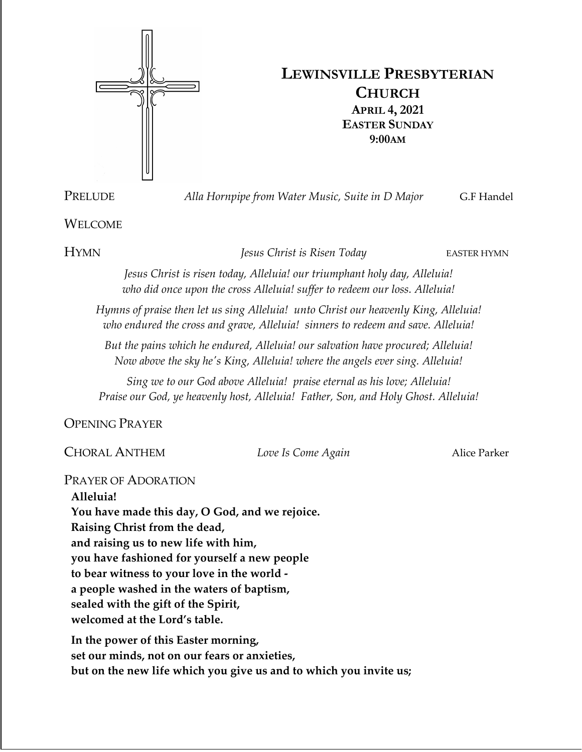# LEWINSVILLE PRESBYTERIAN CHURCH

**APRIL 4, 2021**
**EASTER SUNDAY**
**9:00AM**

PRELUDE *Alla Hornpipe from Water Music, Suite in D Major* G.F Handel

WELCOME

HYMN *Jesus Christ is Risen Today* EASTER HYMN

*Jesus Christ is risen today, Alleluia! our triumphant holy day, Alleluia!*
*who did once upon the cross Alleluia! suffer to redeem our loss. Alleluia!*

*Hymns of praise then let us sing Alleluia! unto Christ our heavenly King, Alleluia!*
*who endured the cross and grave, Alleluia! sinners to redeem and save. Alleluia!*

*But the pains which he endured, Alleluia! our salvation have procured; Alleluia!*
*Now above the sky he's King, Alleluia! where the angels ever sing. Alleluia!*

*Sing we to our God above Alleluia! praise eternal as his love; Alleluia!*
*Praise our God, ye heavenly host, Alleluia! Father, Son, and Holy Ghost. Alleluia!*

OPENING PRAYER

CHORAL ANTHEM *Love Is Come Again* Alice Parker

PRAYER OF ADORATION

**Alleluia!**
**You have made this day, O God, and we rejoice.**
**Raising Christ from the dead,**
**and raising us to new life with him,**
**you have fashioned for yourself a new people**
**to bear witness to your love in the world -**
**a people washed in the waters of baptism,**
**sealed with the gift of the Spirit,**
**welcomed at the Lord's table.**

**In the power of this Easter morning,**
**set our minds, not on our fears or anxieties,**
**but on the new life which you give us and to which you invite us;**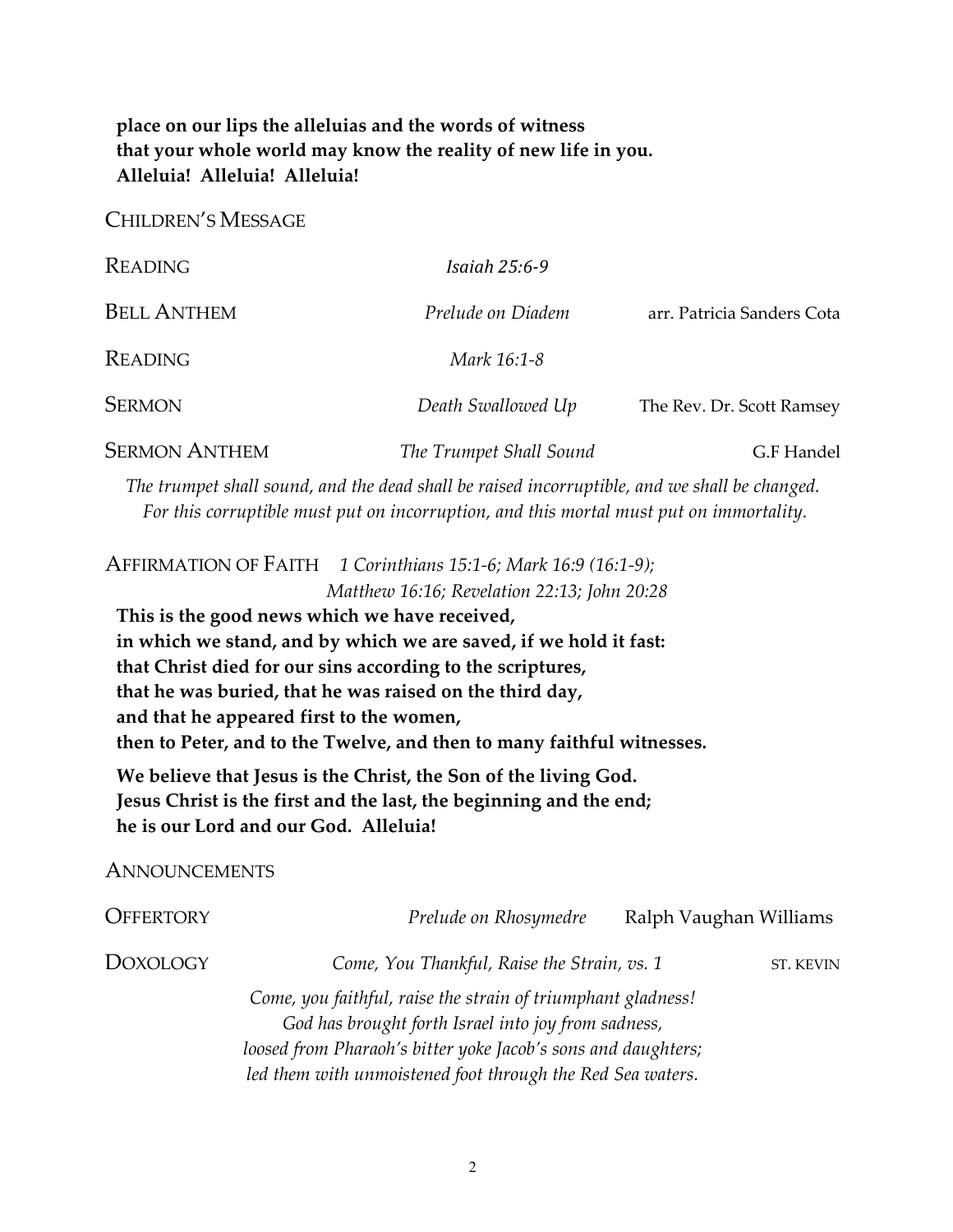**place on our lips the alleluias and the words of witness**
**that your whole world may know the reality of new life in you.**
**Alleluia! Alleluia! Alleluia!**

CHILDREN'S MESSAGE

READING *Isaiah 25:6-9*

BELL ANTHEM *Prelude on Diadem* arr. Patricia Sanders Cota

READING *Mark 16:1-8*

SERMON *Death Swallowed Up* The Rev. Dr. Scott Ramsey

SERMON ANTHEM *The Trumpet Shall Sound* G.F Handel

*The trumpet shall sound, and the dead shall be raised incorruptible, and we shall be changed.*
*For this corruptible must put on incorruption, and this mortal must put on immortality.*

AFFIRMATION OF FAITH *1 Corinthians 15:1-6; Mark 16:9 (16:1-9); Matthew 16:16; Revelation 22:13; John 20:28*

**This is the good news which we have received,**
**in which we stand, and by which we are saved, if we hold it fast:**
**that Christ died for our sins according to the scriptures,**
**that he was buried, that he was raised on the third day,**
**and that he appeared first to the women,**
**then to Peter, and to the Twelve, and then to many faithful witnesses.**

**We believe that Jesus is the Christ, the Son of the living God.**
**Jesus Christ is the first and the last, the beginning and the end;**
**he is our Lord and our God. Alleluia!**

ANNOUNCEMENTS

OFFERTORY *Prelude on Rhosymedre* Ralph Vaughan Williams

DOXOLOGY *Come, You Thankful, Raise the Strain, vs. 1* ST. KEVIN

*Come, you faithful, raise the strain of triumphant gladness!*
*God has brought forth Israel into joy from sadness,*
*loosed from Pharaoh's bitter yoke Jacob's sons and daughters;*
*led them with unmoistened foot through the Red Sea waters.*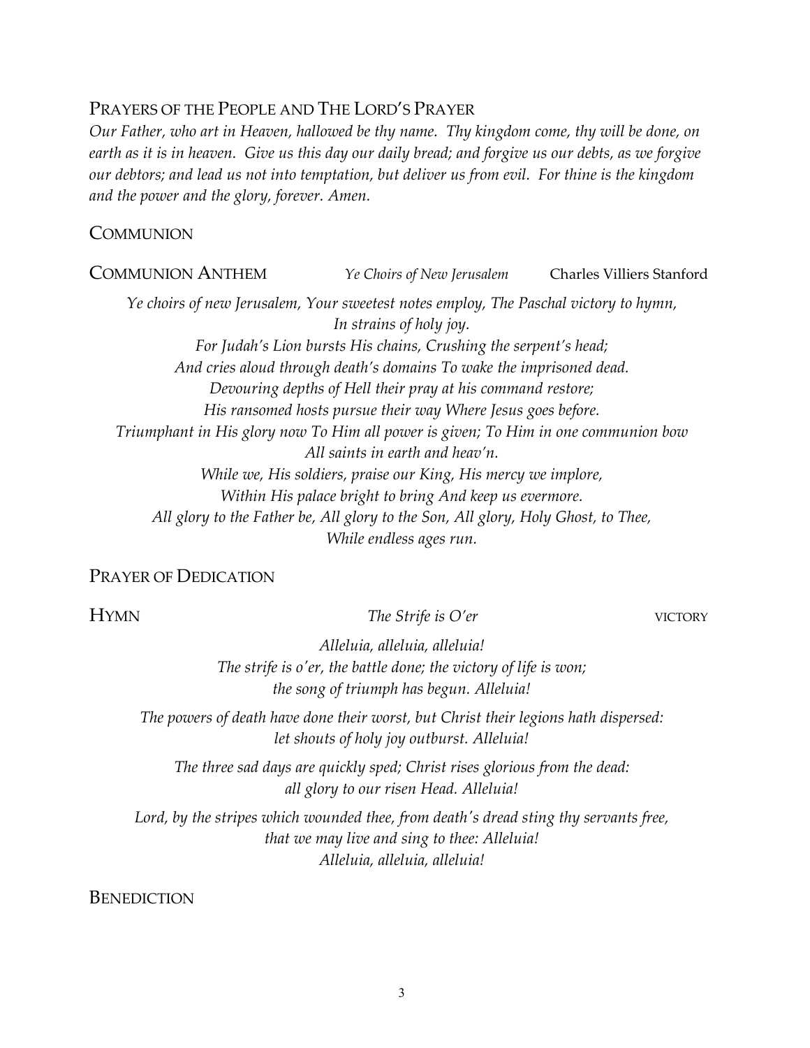## PRAYERS OF THE PEOPLE AND THE LORD'S PRAYER

*Our Father, who art in Heaven, hallowed be thy name. Thy kingdom come, thy will be done, on earth as it is in heaven. Give us this day our daily bread; and forgive us our debts, as we forgive our debtors; and lead us not into temptation, but deliver us from evil. For thine is the kingdom and the power and the glory, forever. Amen.*

## COMMUNION

## COMMUNION ANTHEM *Ye Choirs of New Jerusalem* Charles Villiers Stanford

*Ye choirs of new Jerusalem, Your sweetest notes employ, The Paschal victory to hymn,*
*In strains of holy joy.*
*For Judah's Lion bursts His chains, Crushing the serpent's head;*
*And cries aloud through death's domains To wake the imprisoned dead.*
*Devouring depths of Hell their pray at his command restore;*
*His ransomed hosts pursue their way Where Jesus goes before.*
*Triumphant in His glory now To Him all power is given; To Him in one communion bow*
*All saints in earth and heav'n.*
*While we, His soldiers, praise our King, His mercy we implore,*
*Within His palace bright to bring And keep us evermore.*
*All glory to the Father be, All glory to the Son, All glory, Holy Ghost, to Thee,*
*While endless ages run.*

## PRAYER OF DEDICATION

## HYMN *The Strife is O'er* VICTORY

*Alleluia, alleluia, alleluia!*
*The strife is o'er, the battle done; the victory of life is won;*
*the song of triumph has begun. Alleluia!*

*The powers of death have done their worst, but Christ their legions hath dispersed:*
*let shouts of holy joy outburst. Alleluia!*

*The three sad days are quickly sped; Christ rises glorious from the dead:*
*all glory to our risen Head. Alleluia!*

*Lord, by the stripes which wounded thee, from death's dread sting thy servants free,*
*that we may live and sing to thee: Alleluia!*
*Alleluia, alleluia, alleluia!*

## BENEDICTION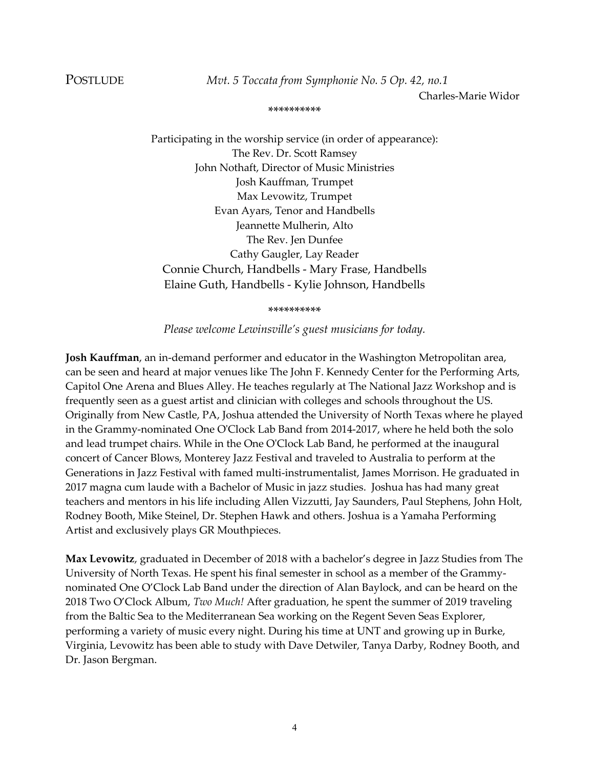POSTLUDE *Mvt. 5 Toccata from Symphonie No. 5 Op. 42, no.1*

Charles-Marie Widor

*********

Participating in the worship service (in order of appearance):
The Rev. Dr. Scott Ramsey
John Nothaft, Director of Music Ministries
Josh Kauffman, Trumpet
Max Levowitz, Trumpet
Evan Ayars, Tenor and Handbells
Jeannette Mulherin, Alto
The Rev. Jen Dunfee
Cathy Gaugler, Lay Reader
Connie Church, Handbells - Mary Frase, Handbells
Elaine Guth, Handbells - Kylie Johnson, Handbells

*********

*Please welcome Lewinsville's guest musicians for today.*

**Josh Kauffman**, an in-demand performer and educator in the Washington Metropolitan area, can be seen and heard at major venues like The John F. Kennedy Center for the Performing Arts, Capitol One Arena and Blues Alley. He teaches regularly at The National Jazz Workshop and is frequently seen as a guest artist and clinician with colleges and schools throughout the US. Originally from New Castle, PA, Joshua attended the University of North Texas where he played in the Grammy-nominated One O'Clock Lab Band from 2014-2017, where he held both the solo and lead trumpet chairs. While in the One O'Clock Lab Band, he performed at the inaugural concert of Cancer Blows, Monterey Jazz Festival and traveled to Australia to perform at the Generations in Jazz Festival with famed multi-instrumentalist, James Morrison. He graduated in 2017 magna cum laude with a Bachelor of Music in jazz studies. Joshua has had many great teachers and mentors in his life including Allen Vizzutti, Jay Saunders, Paul Stephens, John Holt, Rodney Booth, Mike Steinel, Dr. Stephen Hawk and others. Joshua is a Yamaha Performing Artist and exclusively plays GR Mouthpieces.

**Max Levowitz**, graduated in December of 2018 with a bachelor's degree in Jazz Studies from The University of North Texas. He spent his final semester in school as a member of the Grammy-nominated One O'Clock Lab Band under the direction of Alan Baylock, and can be heard on the 2018 Two O'Clock Album, *Two Much!* After graduation, he spent the summer of 2019 traveling from the Baltic Sea to the Mediterranean Sea working on the Regent Seven Seas Explorer, performing a variety of music every night. During his time at UNT and growing up in Burke, Virginia, Levowitz has been able to study with Dave Detwiler, Tanya Darby, Rodney Booth, and Dr. Jason Bergman.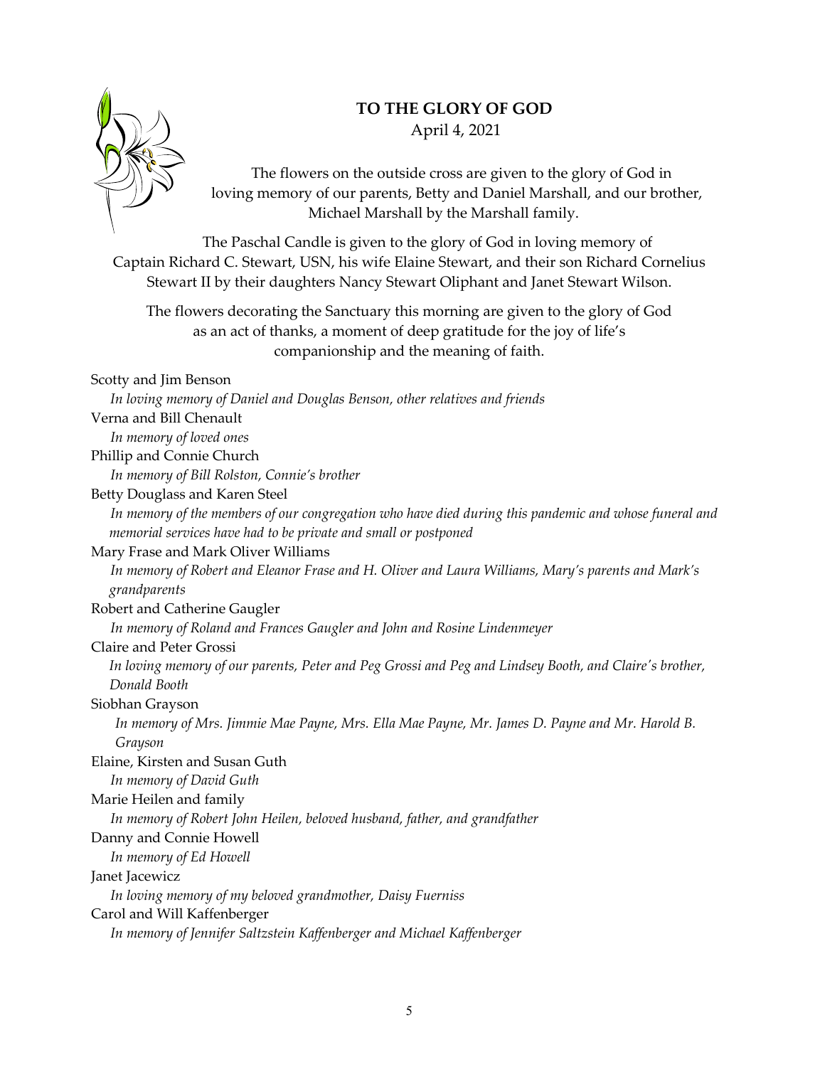**TO THE GLORY OF GOD**

April 4, 2021

The flowers on the outside cross are given to the glory of God in loving memory of our parents, Betty and Daniel Marshall, and our brother, Michael Marshall by the Marshall family.

The Paschal Candle is given to the glory of God in loving memory of Captain Richard C. Stewart, USN, his wife Elaine Stewart, and their son Richard Cornelius Stewart II by their daughters Nancy Stewart Oliphant and Janet Stewart Wilson.

The flowers decorating the Sanctuary this morning are given to the glory of God as an act of thanks, a moment of deep gratitude for the joy of life's companionship and the meaning of faith.

Scotty and Jim Benson
*In loving memory of Daniel and Douglas Benson, other relatives and friends*

Verna and Bill Chenault
*In memory of loved ones*

Phillip and Connie Church
*In memory of Bill Rolston, Connie's brother*

Betty Douglass and Karen Steel
*In memory of the members of our congregation who have died during this pandemic and whose funeral and memorial services have had to be private and small or postponed*

Mary Frase and Mark Oliver Williams
*In memory of Robert and Eleanor Frase and H. Oliver and Laura Williams, Mary's parents and Mark's grandparents*

Robert and Catherine Gaugler
*In memory of Roland and Frances Gaugler and John and Rosine Lindenmeyer*

Claire and Peter Grossi
*In loving memory of our parents, Peter and Peg Grossi and Peg and Lindsey Booth, and Claire's brother, Donald Booth*

Siobhan Grayson
*In memory of Mrs. Jimmie Mae Payne, Mrs. Ella Mae Payne, Mr. James D. Payne and Mr. Harold B. Grayson*

Elaine, Kirsten and Susan Guth
*In memory of David Guth*

Marie Heilen and family
*In memory of Robert John Heilen, beloved husband, father, and grandfather*

Danny and Connie Howell
*In memory of Ed Howell*

Janet Jacewicz
*In loving memory of my beloved grandmother, Daisy Fuerniss*

Carol and Will Kaffenberger
*In memory of Jennifer Saltzstein Kaffenberger and Michael Kaffenberger*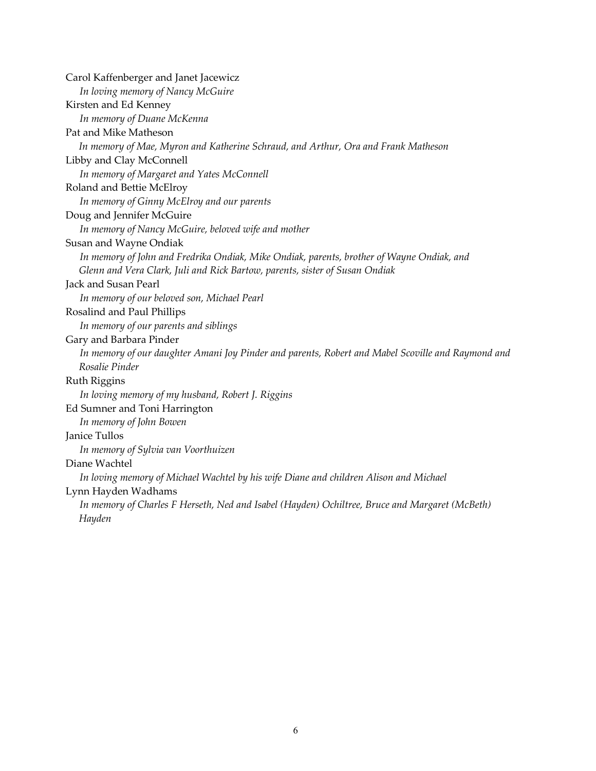Carol Kaffenberger and Janet Jacewicz

*In loving memory of Nancy McGuire*

Kirsten and Ed Kenney

*In memory of Duane McKenna*

Pat and Mike Matheson

*In memory of Mae, Myron and Katherine Schraud, and Arthur, Ora and Frank Matheson*

Libby and Clay McConnell

*In memory of Margaret and Yates McConnell*

Roland and Bettie McElroy

*In memory of Ginny McElroy and our parents*

Doug and Jennifer McGuire

*In memory of Nancy McGuire, beloved wife and mother*

Susan and Wayne Ondiak

*In memory of John and Fredrika Ondiak, Mike Ondiak, parents, brother of Wayne Ondiak, and Glenn and Vera Clark, Juli and Rick Bartow, parents, sister of Susan Ondiak*

Jack and Susan Pearl

*In memory of our beloved son, Michael Pearl*

Rosalind and Paul Phillips

*In memory of our parents and siblings*

Gary and Barbara Pinder

*In memory of our daughter Amani Joy Pinder and parents, Robert and Mabel Scoville and Raymond and Rosalie Pinder*

Ruth Riggins

*In loving memory of my husband, Robert J. Riggins*

Ed Sumner and Toni Harrington

*In memory of John Bowen*

Janice Tullos

*In memory of Sylvia van Voorthuizen*

Diane Wachtel

*In loving memory of Michael Wachtel by his wife Diane and children Alison and Michael*

Lynn Hayden Wadhams

*In memory of Charles F Herseth, Ned and Isabel (Hayden) Ochiltree, Bruce and Margaret (McBeth) Hayden*